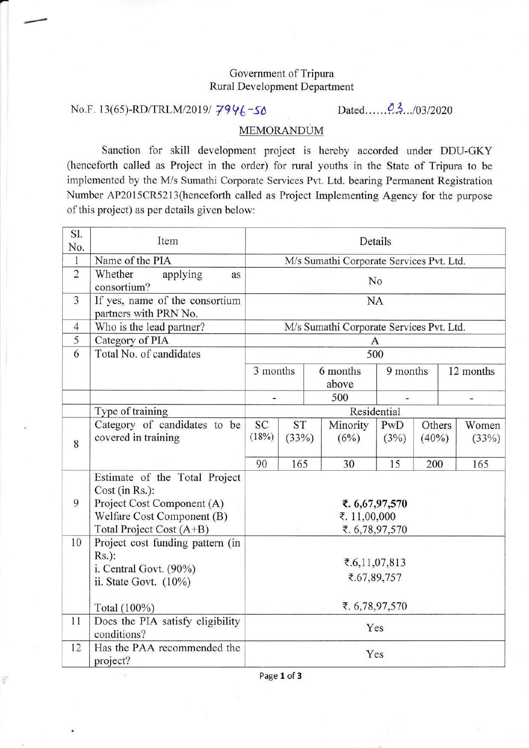Government of Tripura
Rural Development Department

No.F. 13(65)-RD/TRLM/2019/ 7946-50 Dated......03.../03/2020

## MEMORANDUM

Sanction for skill development project is hereby accorded under DDU-GKY (henceforth called as Project in the order) for rural youths in the State of Tripura to be implemented by the M/s Sumathi Corporate Services Pvt. Ltd. bearing Permanent Registration Number AP2015CR5213(henceforth called as Project Implementing Agency for the purpose of this project) as per details given below:

| Sl. No. | Item | Details | | | | | |
|---|---|---|---|---|---|---|---|
| 1 | Name of the PIA | M/s Sumathi Corporate Services Pvt. Ltd. | | | | | |
| 2 | Whether applying as consortium? | No | | | | | |
| 3 | If yes, name of the consortium partners with PRN No. | NA | | | | | |
| 4 | Who is the lead partner? | M/s Sumathi Corporate Services Pvt. Ltd. | | | | | |
| 5 | Category of PIA | A | | | | | |
| 6 | Total No. of candidates | 500 | | | | | |
| | | 3 months | | 6 months above | 9 months | | 12 months |
| | | - | | 500 | - | | - |
| | Type of training | Residential | | | | | |
| 8 | Category of candidates to be covered in training | SC (18%) | ST (33%) | Minority (6%) | PwD (3%) | Others (40%) | Women (33%) |
| | | 90 | 165 | 30 | 15 | 200 | 165 |
| 9 | Estimate of the Total Project Cost (in Rs.):<br>Project Cost Component (A)<br>Welfare Cost Component (B)<br>Total Project Cost (A+B) | **₹. 6,67,97,570**<br>₹. 11,00,000<br>₹. 6,78,97,570 | | | | | |
| 10 | Project cost funding pattern (in Rs.):<br>i. Central Govt. (90%)<br>ii. State Govt. (10%)<br>Total (100%) | ₹.6,11,07,813<br>₹.67,89,757<br>₹. 6,78,97,570 | | | | | |
| 11 | Does the PIA satisfy eligibility conditions? | Yes | | | | | |
| 12 | Has the PAA recommended the project? | Yes | | | | | |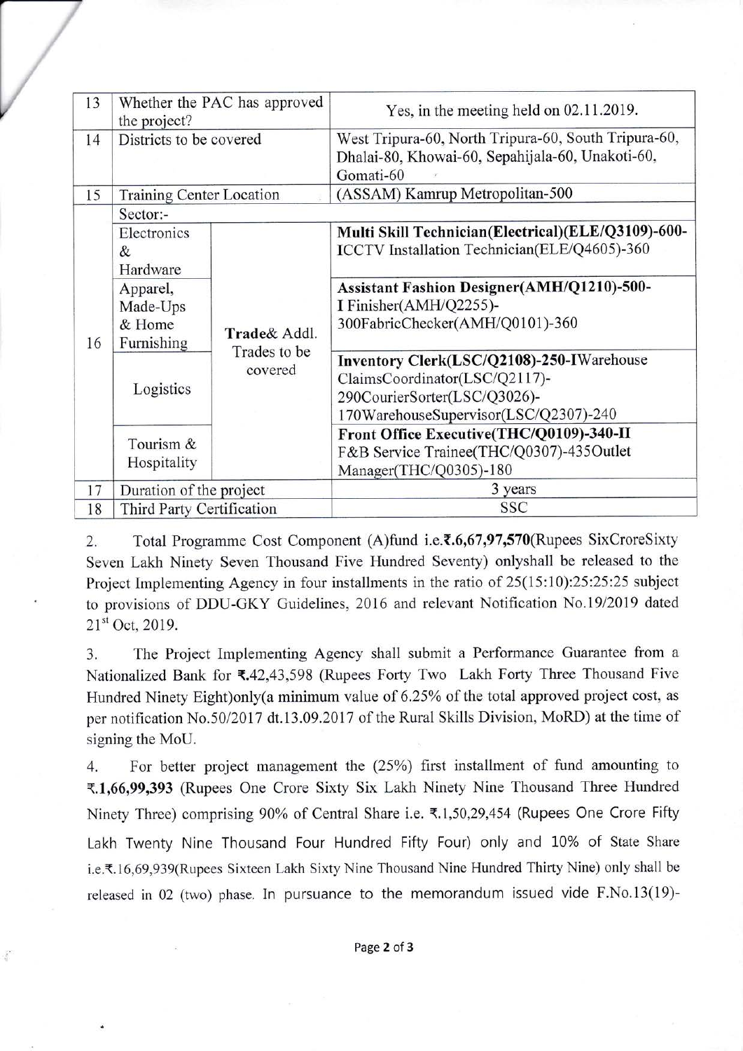| 13 | Whether the PAC has approved the project? | | Yes, in the meeting held on 02.11.2019. |
|---|---|---|---|
| 14 | Districts to be covered | | West Tripura-60, North Tripura-60, South Tripura-60, Dhalai-80, Khowai-60, Sepahijala-60, Unakoti-60, Gomati-60 |
| 15 | Training Center Location | | (ASSAM) Kamrup Metropolitan-500 |
| 16 | Sector:- | | |
| | Electronics & Hardware | Trade& Addl. Trades to be covered | **Multi Skill Technician(Electrical)(ELE/Q3109)-600-** ICCTV Installation Technician(ELE/Q4605)-360 |
| | Apparel, Made-Ups & Home Furnishing | | **Assistant Fashion Designer(AMH/Q1210)-500-** I Finisher(AMH/Q2255)-300FabricChecker(AMH/Q0101)-360 |
| | Logistics | | **Inventory Clerk(LSC/Q2108)-250-I**Warehouse ClaimsCoordinator(LSC/Q2117)-290CourierSorter(LSC/Q3026)-170WarehouseSupervisor(LSC/Q2307)-240 |
| | Tourism & Hospitality | | **Front Office Executive(THC/Q0109)-340-II** F&B Service Trainee(THC/Q0307)-435Outlet Manager(THC/Q0305)-180 |
| 17 | Duration of the project | | 3 years |
| 18 | Third Party Certification | | SSC |

2. Total Programme Cost Component (A)fund i.e.**₹.6,67,97,570**(Rupees SixCroreSixty Seven Lakh Ninety Seven Thousand Five Hundred Seventy) onlyshall be released to the Project Implementing Agency in four installments in the ratio of 25(15:10):25:25:25 subject to provisions of DDU-GKY Guidelines, 2016 and relevant Notification No.19/2019 dated 21st Oct, 2019.

3. The Project Implementing Agency shall submit a Performance Guarantee from a Nationalized Bank for **₹.**42,43,598 (Rupees Forty Two Lakh Forty Three Thousand Five Hundred Ninety Eight)only(a minimum value of 6.25% of the total approved project cost, as per notification No.50/2017 dt.13.09.2017 of the Rural Skills Division, MoRD) at the time of signing the MoU.

4. For better project management the (25%) first installment of fund amounting to **₹.1,66,99,393** (Rupees One Crore Sixty Six Lakh Ninety Nine Thousand Three Hundred Ninety Three) comprising 90% of Central Share i.e. ₹.1,50,29,454 (Rupees One Crore Fifty Lakh Twenty Nine Thousand Four Hundred Fifty Four) only and 10% of State Share i.e.₹.16,69,939(Rupees Sixteen Lakh Sixty Nine Thousand Nine Hundred Thirty Nine) only shall be released in 02 (two) phase. In pursuance to the memorandum issued vide F.No.13(19)-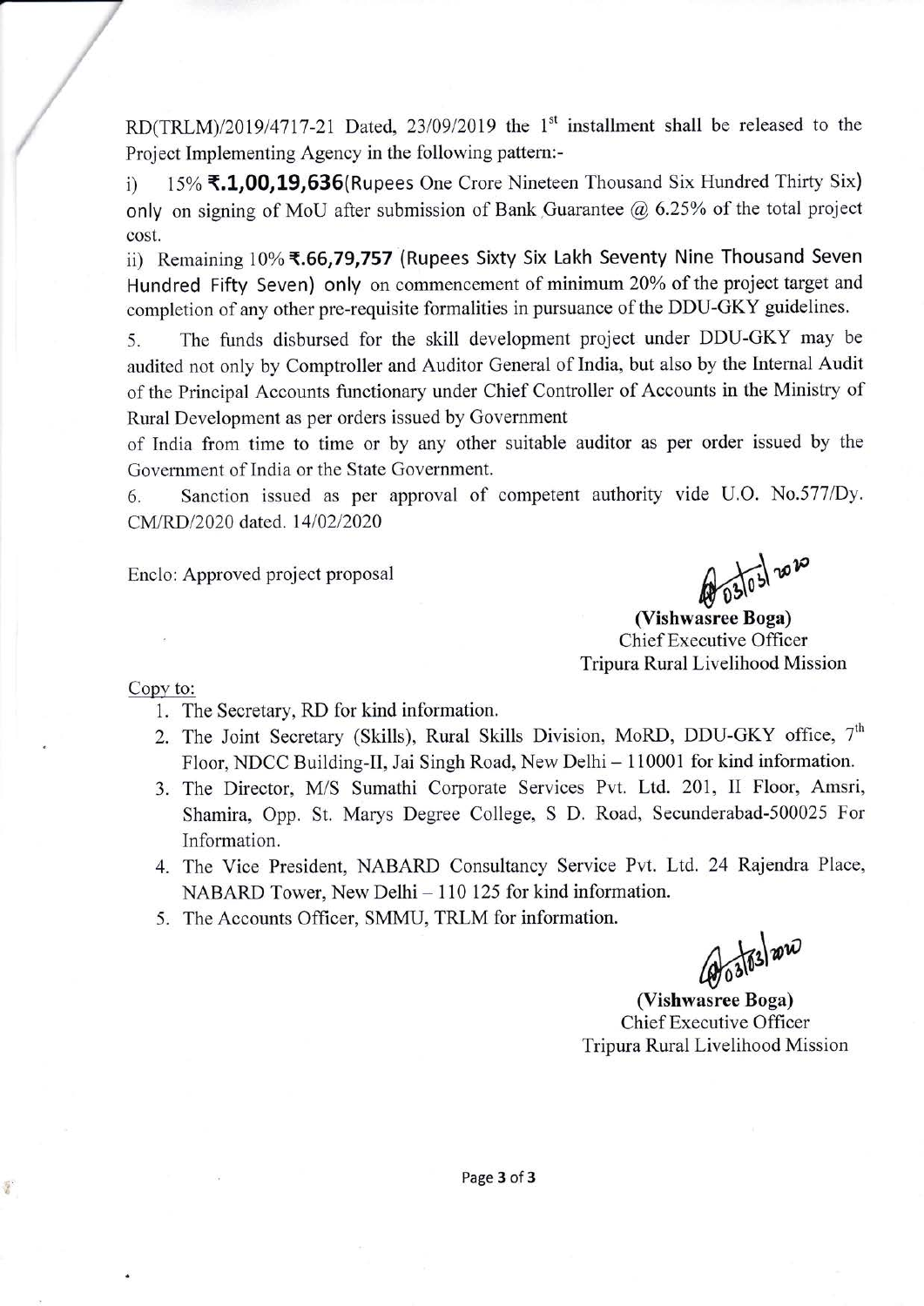RD(TRLM)/2019/4717-21 Dated, 23/09/2019 the 1st installment shall be released to the Project Implementing Agency in the following pattern:-

i) 15% **₹.1,00,19,636**(Rupees One Crore Nineteen Thousand Six Hundred Thirty Six) only on signing of MoU after submission of Bank Guarantee @ 6.25% of the total project cost.

ii) Remaining 10% **₹.66,79,757** (Rupees Sixty Six Lakh Seventy Nine Thousand Seven Hundred Fifty Seven) only on commencement of minimum 20% of the project target and completion of any other pre-requisite formalities in pursuance of the DDU-GKY guidelines.

5. The funds disbursed for the skill development project under DDU-GKY may be audited not only by Comptroller and Auditor General of India, but also by the Internal Audit of the Principal Accounts functionary under Chief Controller of Accounts in the Ministry of Rural Development as per orders issued by Government of India from time to time or by any other suitable auditor as per order issued by the Government of India or the State Government.

6. Sanction issued as per approval of competent authority vide U.O. No.577/Dy. CM/RD/2020 dated. 14/02/2020

Enclo: Approved project proposal

03/03/2020

**(Vishwasree Boga)**
Chief Executive Officer
Tripura Rural Livelihood Mission

Copy to:

1. The Secretary, RD for kind information.
2. The Joint Secretary (Skills), Rural Skills Division, MoRD, DDU-GKY office, 7th Floor, NDCC Building-II, Jai Singh Road, New Delhi – 110001 for kind information.
3. The Director, M/S Sumathi Corporate Services Pvt. Ltd. 201, II Floor, Amsri, Shamira, Opp. St. Marys Degree College, S D. Road, Secunderabad-500025 For Information.
4. The Vice President, NABARD Consultancy Service Pvt. Ltd. 24 Rajendra Place, NABARD Tower, New Delhi – 110 125 for kind information.
5. The Accounts Officer, SMMU, TRLM for information.

03/03/2020

**(Vishwasree Boga)**
Chief Executive Officer
Tripura Rural Livelihood Mission